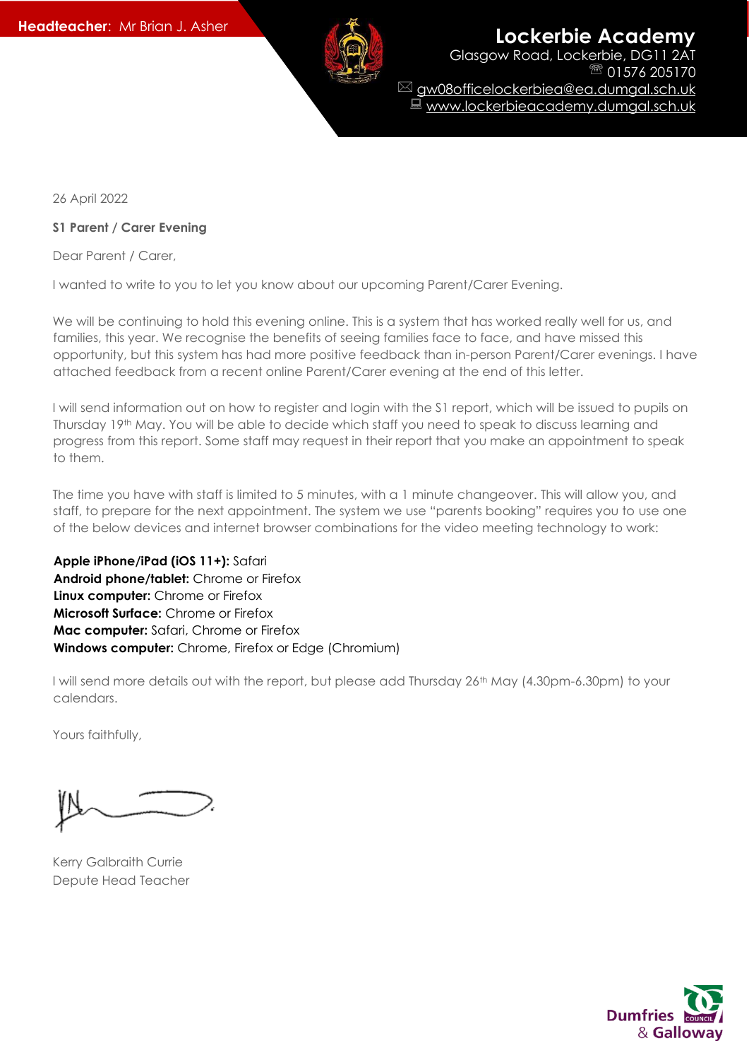**Headteacher:** Mr Brian J. Asher

# Lockerbie Academy

Glasgow Road, Lockerbie, DG11 2AT
01576 205170
gw08officelockerbiea@ea.dumgal.sch.uk
www.lockerbieacademy.dumgal.sch.uk

26 April 2022

**S1 Parent / Carer Evening**

Dear Parent / Carer,

I wanted to write to you to let you know about our upcoming Parent/Carer Evening.

We will be continuing to hold this evening online. This is a system that has worked really well for us, and families, this year. We recognise the benefits of seeing families face to face, and have missed this opportunity, but this system has had more positive feedback than in-person Parent/Carer evenings. I have attached feedback from a recent online Parent/Carer evening at the end of this letter.

I will send information out on how to register and login with the S1 report, which will be issued to pupils on Thursday 19th May. You will be able to decide which staff you need to speak to discuss learning and progress from this report. Some staff may request in their report that you make an appointment to speak to them.

The time you have with staff is limited to 5 minutes, with a 1 minute changeover. This will allow you, and staff, to prepare for the next appointment. The system we use "parents booking" requires you to use one of the below devices and internet browser combinations for the video meeting technology to work:

**Apple iPhone/iPad (iOS 11+):** Safari
**Android phone/tablet:** Chrome or Firefox
**Linux computer:** Chrome or Firefox
**Microsoft Surface:** Chrome or Firefox
**Mac computer:** Safari, Chrome or Firefox
**Windows computer:** Chrome, Firefox or Edge (Chromium)

I will send more details out with the report, but please add Thursday 26th May (4.30pm-6.30pm) to your calendars.

Yours faithfully,

Kerry Galbraith Currie
Depute Head Teacher

Dumfries & Galloway Council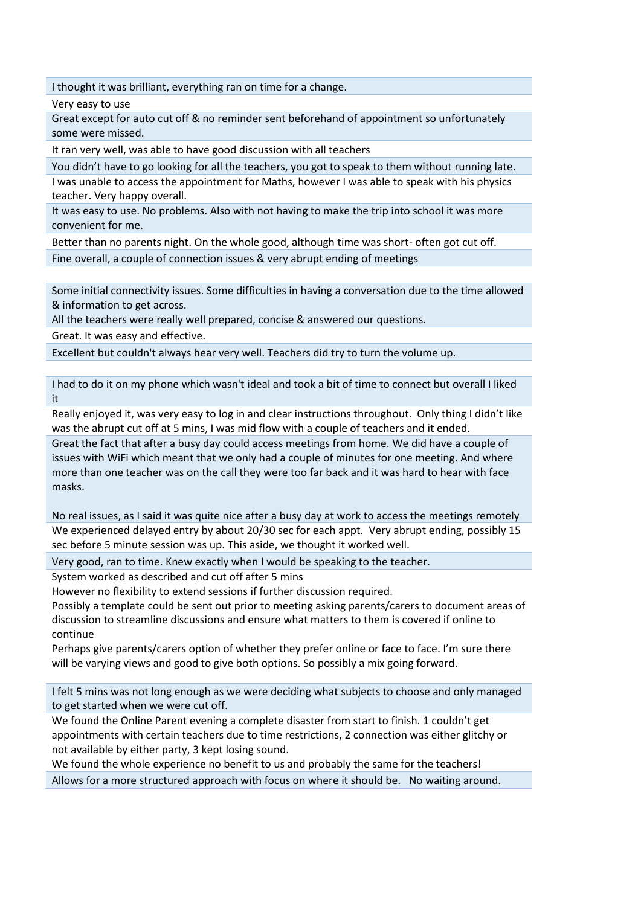I thought it was brilliant, everything ran on time for a change.

Very easy to use

Great except for auto cut off & no reminder sent beforehand of appointment so unfortunately some were missed.

It ran very well, was able to have good discussion with all teachers

You didn't have to go looking for all the teachers, you got to speak to them without running late.

I was unable to access the appointment for Maths, however I was able to speak with his physics teacher. Very happy overall.

It was easy to use. No problems. Also with not having to make the trip into school it was more convenient for me.

Better than no parents night. On the whole good, although time was short- often got cut off.

Fine overall, a couple of connection issues & very abrupt ending of meetings

Some initial connectivity issues. Some difficulties in having a conversation due to the time allowed & information to get across.

All the teachers were really well prepared, concise & answered our questions.

Great. It was easy and effective.

Excellent but couldn't always hear very well. Teachers did try to turn the volume up.

I had to do it on my phone which wasn't ideal and took a bit of time to connect but overall I liked it

Really enjoyed it, was very easy to log in and clear instructions throughout. Only thing I didn't like was the abrupt cut off at 5 mins, I was mid flow with a couple of teachers and it ended.

Great the fact that after a busy day could access meetings from home. We did have a couple of issues with WiFi which meant that we only had a couple of minutes for one meeting. And where more than one teacher was on the call they were too far back and it was hard to hear with face masks.

No real issues, as I said it was quite nice after a busy day at work to access the meetings remotely

We experienced delayed entry by about 20/30 sec for each appt. Very abrupt ending, possibly 15 sec before 5 minute session was up. This aside, we thought it worked well.

Very good, ran to time. Knew exactly when I would be speaking to the teacher.

System worked as described and cut off after 5 mins

However no flexibility to extend sessions if further discussion required.

Possibly a template could be sent out prior to meeting asking parents/carers to document areas of discussion to streamline discussions and ensure what matters to them is covered if online to continue

Perhaps give parents/carers option of whether they prefer online or face to face. I'm sure there will be varying views and good to give both options. So possibly a mix going forward.

I felt 5 mins was not long enough as we were deciding what subjects to choose and only managed to get started when we were cut off.

We found the Online Parent evening a complete disaster from start to finish. 1 couldn't get appointments with certain teachers due to time restrictions, 2 connection was either glitchy or not available by either party, 3 kept losing sound.

We found the whole experience no benefit to us and probably the same for the teachers!

Allows for a more structured approach with focus on where it should be. No waiting around.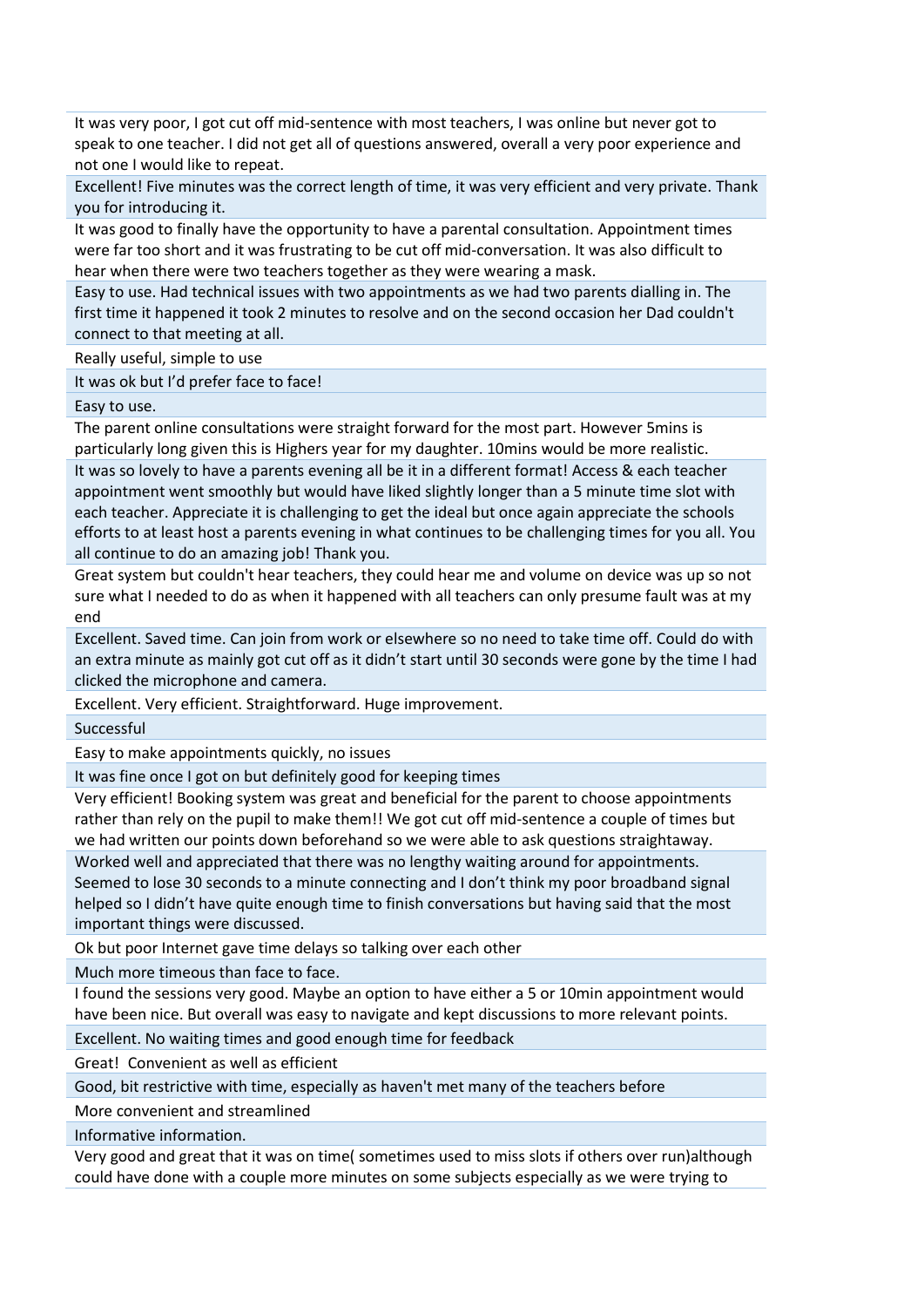| |
|---|
| It was very poor, I got cut off mid-sentence with most teachers, I was online but never got to speak to one teacher. I did not get all of questions answered, overall a very poor experience and not one I would like to repeat. |
| Excellent! Five minutes was the correct length of time, it was very efficient and very private. Thank you for introducing it. |
| It was good to finally have the opportunity to have a parental consultation. Appointment times were far too short and it was frustrating to be cut off mid-conversation. It was also difficult to hear when there were two teachers together as they were wearing a mask. |
| Easy to use. Had technical issues with two appointments as we had two parents dialling in. The first time it happened it took 2 minutes to resolve and on the second occasion her Dad couldn't connect to that meeting at all. |
| Really useful, simple to use |
| It was ok but I'd prefer face to face! |
| Easy to use. |
| The parent online consultations were straight forward for the most part. However 5mins is particularly long given this is Highers year for my daughter. 10mins would be more realistic. |
| It was so lovely to have a parents evening all be it in a different format! Access & each teacher appointment went smoothly but would have liked slightly longer than a 5 minute time slot with each teacher. Appreciate it is challenging to get the ideal but once again appreciate the schools efforts to at least host a parents evening in what continues to be challenging times for you all. You all continue to do an amazing job! Thank you. |
| Great system but couldn't hear teachers, they could hear me and volume on device was up so not sure what I needed to do as when it happened with all teachers can only presume fault was at my end |
| Excellent. Saved time. Can join from work or elsewhere so no need to take time off. Could do with an extra minute as mainly got cut off as it didn't start until 30 seconds were gone by the time I had clicked the microphone and camera. |
| Excellent. Very efficient. Straightforward. Huge improvement. |
| Successful |
| Easy to make appointments quickly, no issues |
| It was fine once I got on but definitely good for keeping times |
| Very efficient! Booking system was great and beneficial for the parent to choose appointments rather than rely on the pupil to make them!! We got cut off mid-sentence a couple of times but we had written our points down beforehand so we were able to ask questions straightaway. |
| Worked well and appreciated that there was no lengthy waiting around for appointments. Seemed to lose 30 seconds to a minute connecting and I don't think my poor broadband signal helped so I didn't have quite enough time to finish conversations but having said that the most important things were discussed. |
| Ok but poor Internet gave time delays so talking over each other |
| Much more timeous than face to face. |
| I found the sessions very good. Maybe an option to have either a 5 or 10min appointment would have been nice. But overall was easy to navigate and kept discussions to more relevant points. |
| Excellent. No waiting times and good enough time for feedback |
| Great! Convenient as well as efficient |
| Good, bit restrictive with time, especially as haven't met many of the teachers before |
| More convenient and streamlined |
| Informative information. |
| Very good and great that it was on time( sometimes used to miss slots if others over run)although could have done with a couple more minutes on some subjects especially as we were trying to |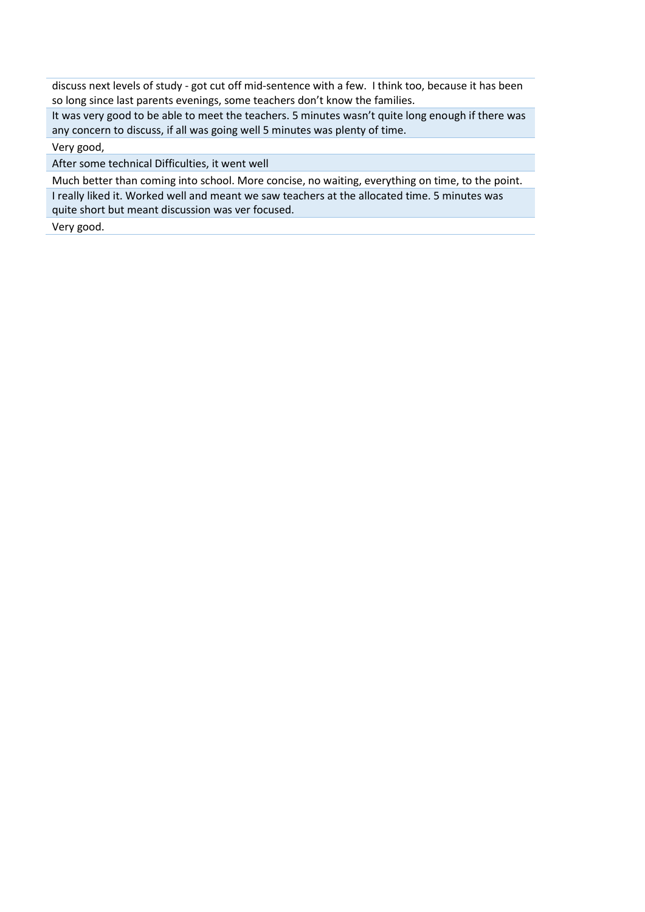| |
|---|
| discuss next levels of study - got cut off mid-sentence with a few.  I think too, because it has been so long since last parents evenings, some teachers don't know the families. |
| It was very good to be able to meet the teachers. 5 minutes wasn't quite long enough if there was any concern to discuss, if all was going well 5 minutes was plenty of time. |
| Very good, |
| After some technical Difficulties, it went well |
| Much better than coming into school. More concise, no waiting, everything on time, to the point. |
| I really liked it. Worked well and meant we saw teachers at the allocated time. 5 minutes was quite short but meant discussion was ver focused. |
| Very good. |